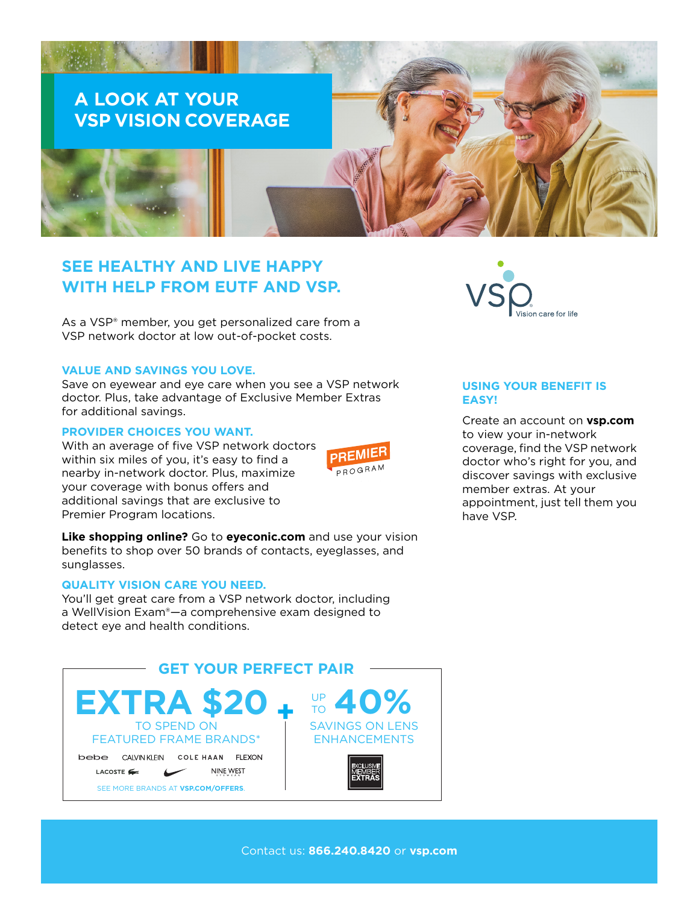# A LOOK AT YOUR VSP VISION COVERAGE

## SEE HEALTHY AND LIVE HAPPY WITH HELP FROM EUTF AND VSP.

As a VSP® member, you get personalized care from a VSP network doctor at low out-of-pocket costs.

### VALUE AND SAVINGS YOU LOVE.

Save on eyewear and eye care when you see a VSP network doctor. Plus, take advantage of Exclusive Member Extras for additional savings.

### PROVIDER CHOICES YOU WANT.

With an average of five VSP network doctors within six miles of you, it's easy to find a nearby in-network doctor. Plus, maximize your coverage with bonus offers and additional savings that are exclusive to Premier Program locations.

PREMIER PROGRAM

**Like shopping online?** Go to **eyeconic.com** and use your vision benefits to shop over 50 brands of contacts, eyeglasses, and sunglasses.

### QUALITY VISION CARE YOU NEED.

You'll get great care from a VSP network doctor, including a WellVision Exam®—a comprehensive exam designed to detect eye and health conditions.

VSP Vision care for life

### USING YOUR BENEFIT IS EASY!

Create an account on **vsp.com** to view your in-network coverage, find the VSP network doctor who's right for you, and discover savings with exclusive member extras. At your appointment, just tell them you have VSP.

## GET YOUR PERFECT PAIR

**EXTRA $20** TO SPEND ON FEATURED FRAME BRANDS*

bebe CALVIN KLEIN COLE HAAN FLEXON LACOSTE NIKE NINE WEST

SEE MORE BRANDS AT VSP.COM/OFFERS.

**+ UP TO 40%** SAVINGS ON LENS ENHANCEMENTS

EXCLUSIVE MEMBER EXTRAS

Contact us: **866.240.8420** or **vsp.com**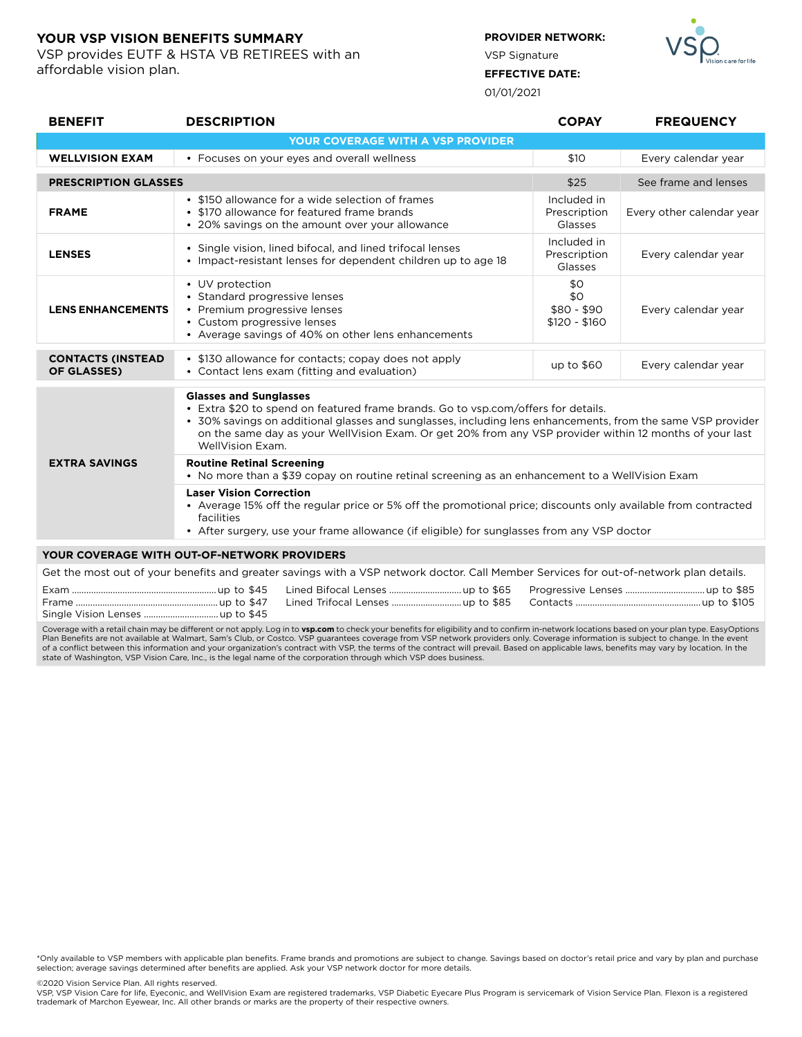## YOUR VSP VISION BENEFITS SUMMARY

VSP provides EUTF & HSTA VB RETIREES with an affordable vision plan.

**PROVIDER NETWORK:**
VSP Signature

**EFFECTIVE DATE:**
01/01/2021

| BENEFIT | DESCRIPTION | COPAY | FREQUENCY |
|---|---|---|---|
| | **YOUR COVERAGE WITH A VSP PROVIDER** | | |
| **WELLVISION EXAM** | • Focuses on your eyes and overall wellness | $10 | Every calendar year |
| **PRESCRIPTION GLASSES** | | $25 | See frame and lenses |
| **FRAME** | • $150 allowance for a wide selection of frames<br>• $170 allowance for featured frame brands<br>• 20% savings on the amount over your allowance | Included in Prescription Glasses | Every other calendar year |
| **LENSES** | • Single vision, lined bifocal, and lined trifocal lenses<br>• Impact-resistant lenses for dependent children up to age 18 | Included in Prescription Glasses | Every calendar year |
| **LENS ENHANCEMENTS** | • UV protection<br>• Standard progressive lenses<br>• Premium progressive lenses<br>• Custom progressive lenses<br>• Average savings of 40% on other lens enhancements | $0<br>$0<br>$80 - $90<br>$120 - $160 | Every calendar year |
| **CONTACTS (INSTEAD OF GLASSES)** | • $130 allowance for contacts; copay does not apply<br>• Contact lens exam (fitting and evaluation) | up to $60 | Every calendar year |
| **EXTRA SAVINGS** | **Glasses and Sunglasses**<br>• Extra $20 to spend on featured frame brands. Go to vsp.com/offers for details.<br>• 30% savings on additional glasses and sunglasses, including lens enhancements, from the same VSP provider on the same day as your WellVision Exam. Or get 20% from any VSP provider within 12 months of your last WellVision Exam.<br>**Routine Retinal Screening**<br>• No more than a $39 copay on routine retinal screening as an enhancement to a WellVision Exam<br>**Laser Vision Correction**<br>• Average 15% off the regular price or 5% off the promotional price; discounts only available from contracted facilities<br>• After surgery, use your frame allowance (if eligible) for sunglasses from any VSP doctor | | |

### YOUR COVERAGE WITH OUT-OF-NETWORK PROVIDERS

Get the most out of your benefits and greater savings with a VSP network doctor. Call Member Services for out-of-network plan details.

| | | | | | |
|---|---|---|---|---|---|
| Exam | up to $45 | Lined Bifocal Lenses | up to $65 | Progressive Lenses | up to $85 |
| Frame | up to $47 | Lined Trifocal Lenses | up to $85 | Contacts | up to $105 |
| Single Vision Lenses | up to $45 | | | | |

Coverage with a retail chain may be different or not apply. Log in to **vsp.com** to check your benefits for eligibility and to confirm in-network locations based on your plan type. EasyOptions Plan Benefits are not available at Walmart, Sam's Club, or Costco. VSP guarantees coverage from VSP network providers only. Coverage information is subject to change. In the event of a conflict between this information and your organization's contract with VSP, the terms of the contract will prevail. Based on applicable laws, benefits may vary by location. In the state of Washington, VSP Vision Care, Inc., is the legal name of the corporation through which VSP does business.

*Only available to VSP members with applicable plan benefits. Frame brands and promotions are subject to change. Savings based on doctor's retail price and vary by plan and purchase selection; average savings determined after benefits are applied. Ask your VSP network doctor for more details.

©2020 Vision Service Plan. All rights reserved.
VSP, VSP Vision Care for life, Eyeconic, and WellVision Exam are registered trademarks, VSP Diabetic Eyecare Plus Program is servicemark of Vision Service Plan. Flexon is a registered trademark of Marchon Eyewear, Inc. All other brands or marks are the property of their respective owners.